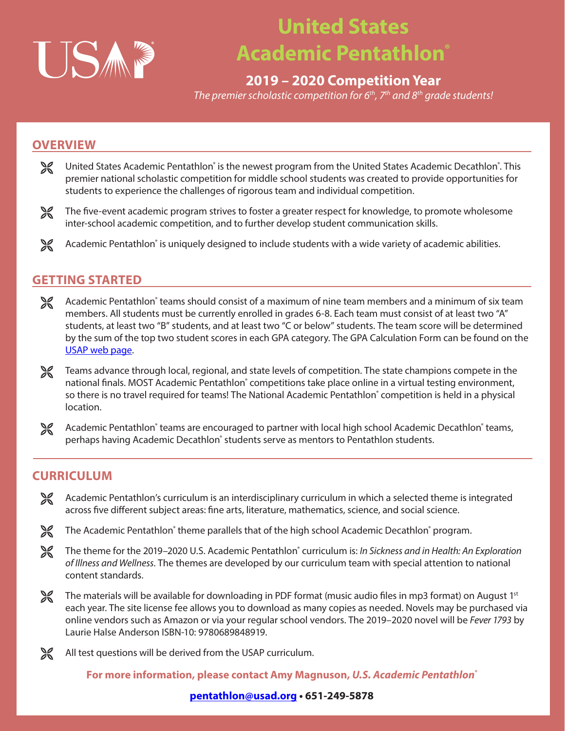# United States Academic Pentathlon®

## 2019 – 2020 Competition Year

*The premier scholastic competition for 6th, 7th and 8th grade students!*

## OVERVIEW

- United States Academic Pentathlon® is the newest program from the United States Academic Decathlon®. This premier national scholastic competition for middle school students was created to provide opportunities for students to experience the challenges of rigorous team and individual competition.
- The five-event academic program strives to foster a greater respect for knowledge, to promote wholesome inter-school academic competition, and to further develop student communication skills.
- Academic Pentathlon® is uniquely designed to include students with a wide variety of academic abilities.

## GETTING STARTED

- Academic Pentathlon® teams should consist of a maximum of nine team members and a minimum of six team members. All students must be currently enrolled in grades 6-8. Each team must consist of at least two "A" students, at least two "B" students, and at least two "C or below" students. The team score will be determined by the sum of the top two student scores in each GPA category. The GPA Calculation Form can be found on the USAP web page.
- Teams advance through local, regional, and state levels of competition. The state champions compete in the national finals. MOST Academic Pentathlon® competitions take place online in a virtual testing environment, so there is no travel required for teams! The National Academic Pentathlon® competition is held in a physical location.
- Academic Pentathlon® teams are encouraged to partner with local high school Academic Decathlon® teams, perhaps having Academic Decathlon® students serve as mentors to Pentathlon students.

## CURRICULUM

- Academic Pentathlon's curriculum is an interdisciplinary curriculum in which a selected theme is integrated across five different subject areas: fine arts, literature, mathematics, science, and social science.
- The Academic Pentathlon® theme parallels that of the high school Academic Decathlon® program.
- The theme for the 2019–2020 U.S. Academic Pentathlon® curriculum is: *In Sickness and in Health: An Exploration of Illness and Wellness*. The themes are developed by our curriculum team with special attention to national content standards.
- The materials will be available for downloading in PDF format (music audio files in mp3 format) on August 1st each year. The site license fee allows you to download as many copies as needed. Novels may be purchased via online vendors such as Amazon or via your regular school vendors. The 2019–2020 novel will be *Fever 1793* by Laurie Halse Anderson ISBN-10: 9780689848919.
- All test questions will be derived from the USAP curriculum.

**For more information, please contact Amy Magnuson, *U.S. Academic Pentathlon®***

**pentathlon@usad.org • 651-249-5878**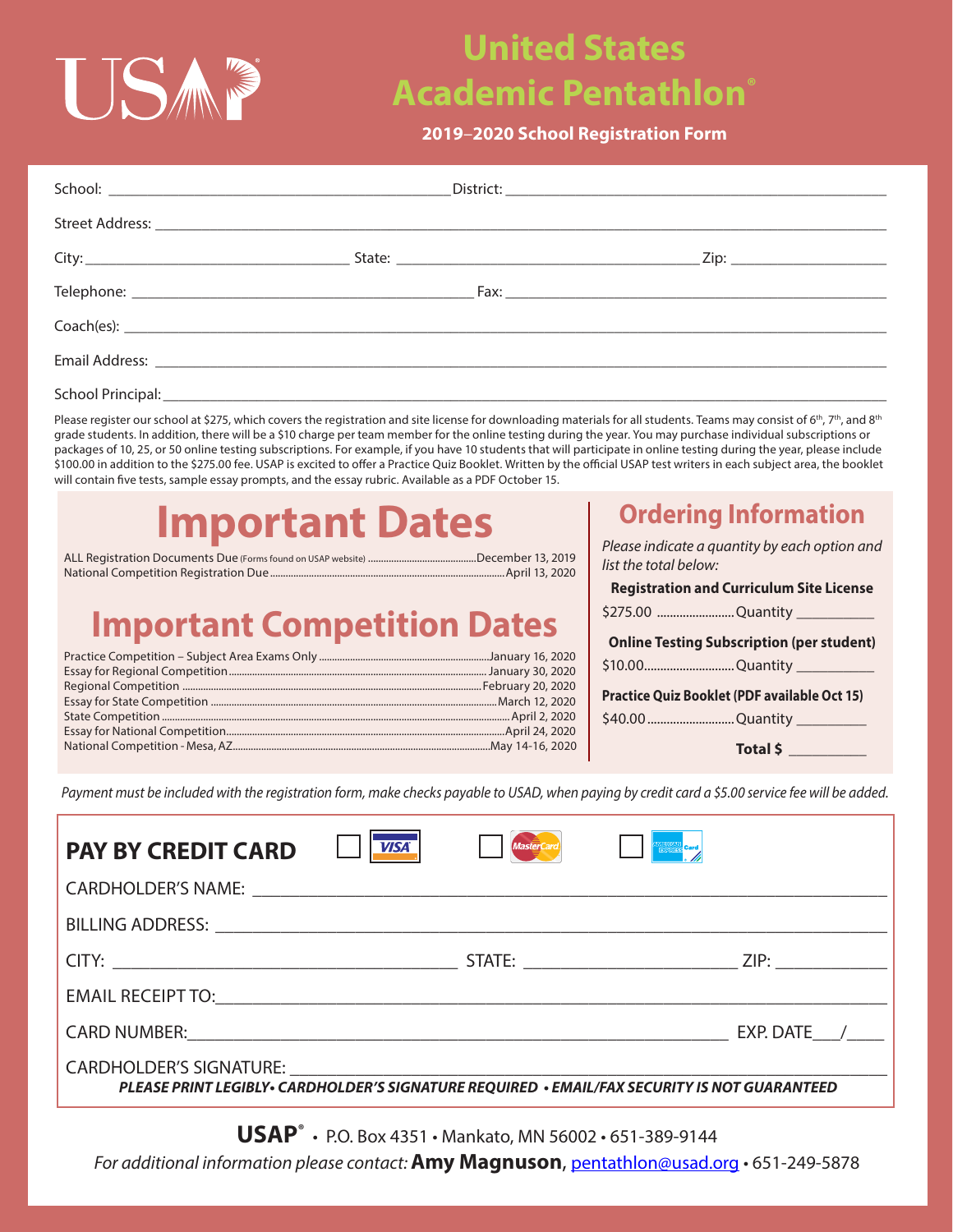# United States Academic Pentathlon®

**2019–2020 School Registration Form**

School: ______________________ District: ______________________

Street Address: ______________________

City: ______________ State: ______________ Zip: ______________

Telephone: ______________________ Fax: ______________________

Coach(es): ______________________

Email Address: ______________________

School Principal: ______________________

Please register our school at $275, which covers the registration and site license for downloading materials for all students. Teams may consist of 6th, 7th, and 8th grade students. In addition, there will be a $10 charge per team member for the online testing during the year. You may purchase individual subscriptions or packages of 10, 25, or 50 online testing subscriptions. For example, if you have 10 students that will participate in online testing during the year, please include $100.00 in addition to the $275.00 fee. USAP is excited to offer a Practice Quiz Booklet. Written by the official USAP test writers in each subject area, the booklet will contain five tests, sample essay prompts, and the essay rubric. Available as a PDF October 15.

## Important Dates

ALL Registration Documents Due (Forms found on USAP website) ..........December 13, 2019
National Competition Registration Due..........April 13, 2020

## Important Competition Dates

Practice Competition – Subject Area Exams Only..........January 16, 2020
Essay for Regional Competition..........January 30, 2020
Regional Competition..........February 20, 2020
Essay for State Competition..........March 12, 2020
State Competition..........April 2, 2020
Essay for National Competition..........April 24, 2020
National Competition - Mesa, AZ..........May 14-16, 2020

## Ordering Information

*Please indicate a quantity by each option and list the total below:*

**Registration and Curriculum Site License**
$275.00 ..........Quantity __________

**Online Testing Subscription (per student)**
$10.00..........Quantity __________

**Practice Quiz Booklet (PDF available Oct 15)**
$40.00..........Quantity __________

**Total $** __________

*Payment must be included with the registration form, make checks payable to USAD, when paying by credit card a $5.00 service fee will be added.*

**PAY BY CREDIT CARD** ☐ VISA ☐ MasterCard ☐ American Express

CARDHOLDER'S NAME: ______________________

BILLING ADDRESS: ______________________

CITY: ______________ STATE: ______________ ZIP: ______________

EMAIL RECEIPT TO: ______________________

CARD NUMBER: ______________________ EXP. DATE___/____

CARDHOLDER'S SIGNATURE: ______________________

***PLEASE PRINT LEGIBLY• CARDHOLDER'S SIGNATURE REQUIRED • EMAIL/FAX SECURITY IS NOT GUARANTEED***

**USAP®** • P.O. Box 4351 • Mankato, MN 56002 • 651-389-9144

*For additional information please contact:* **Amy Magnuson**, pentathlon@usad.org • 651-249-5878